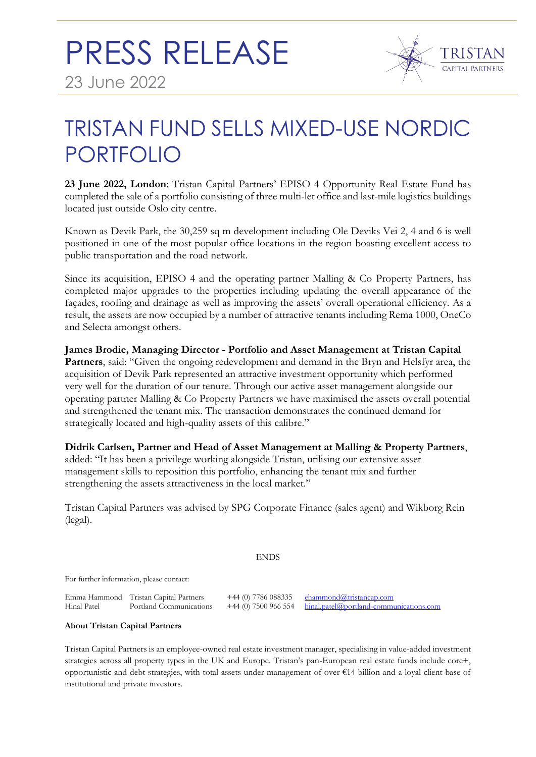# PRESS RELEASE

23 June 2022

TRISTAN CAPITAL PARTNERS

## TRISTAN FUND SELLS MIXED-USE NORDIC PORTFOLIO

**23 June 2022, London**: Tristan Capital Partners' EPISO 4 Opportunity Real Estate Fund has completed the sale of a portfolio consisting of three multi-let office and last-mile logistics buildings located just outside Oslo city centre.

Known as Devik Park, the 30,259 sq m development including Ole Deviks Vei 2, 4 and 6 is well positioned in one of the most popular office locations in the region boasting excellent access to public transportation and the road network.

Since its acquisition, EPISO 4 and the operating partner Malling & Co Property Partners, has completed major upgrades to the properties including updating the overall appearance of the façades, roofing and drainage as well as improving the assets' overall operational efficiency. As a result, the assets are now occupied by a number of attractive tenants including Rema 1000, OneCo and Selecta amongst others.

**James Brodie, Managing Director - Portfolio and Asset Management at Tristan Capital Partners**, said: "Given the ongoing redevelopment and demand in the Bryn and Helsfyr area, the acquisition of Devik Park represented an attractive investment opportunity which performed very well for the duration of our tenure. Through our active asset management alongside our operating partner Malling & Co Property Partners we have maximised the assets overall potential and strengthened the tenant mix. The transaction demonstrates the continued demand for strategically located and high-quality assets of this calibre."

**Didrik Carlsen, Partner and Head of Asset Management at Malling & Property Partners**, added: "It has been a privilege working alongside Tristan, utilising our extensive asset management skills to reposition this portfolio, enhancing the tenant mix and further strengthening the assets attractiveness in the local market."

Tristan Capital Partners was advised by SPG Corporate Finance (sales agent) and Wikborg Rein (legal).

ENDS

For further information, please contact:

| | | | |
|---|---|---|---|
| Emma Hammond | Tristan Capital Partners | +44 (0) 7786 088335 | ehammond@tristancap.com |
| Hinal Patel | Portland Communications | +44 (0) 7500 966 554 | hinal.patel@portland-communications.com |

**About Tristan Capital Partners**

Tristan Capital Partners is an employee-owned real estate investment manager, specialising in value-added investment strategies across all property types in the UK and Europe. Tristan's pan-European real estate funds include core+, opportunistic and debt strategies, with total assets under management of over €14 billion and a loyal client base of institutional and private investors.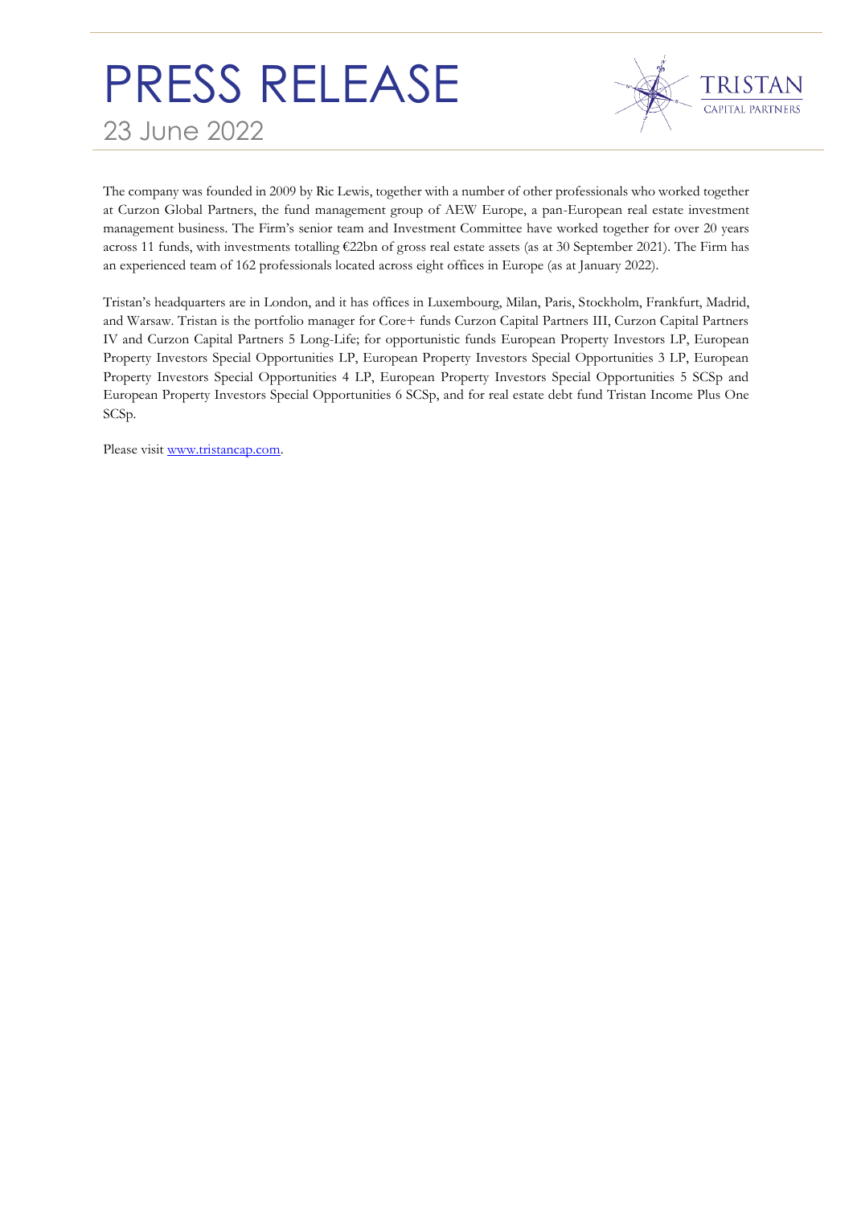The company was founded in 2009 by Ric Lewis, together with a number of other professionals who worked together at Curzon Global Partners, the fund management group of AEW Europe, a pan-European real estate investment management business. The Firm's senior team and Investment Committee have worked together for over 20 years across 11 funds, with investments totalling €22bn of gross real estate assets (as at 30 September 2021). The Firm has an experienced team of 162 professionals located across eight offices in Europe (as at January 2022).

Tristan's headquarters are in London, and it has offices in Luxembourg, Milan, Paris, Stockholm, Frankfurt, Madrid, and Warsaw. Tristan is the portfolio manager for Core+ funds Curzon Capital Partners III, Curzon Capital Partners IV and Curzon Capital Partners 5 Long-Life; for opportunistic funds European Property Investors LP, European Property Investors Special Opportunities LP, European Property Investors Special Opportunities 3 LP, European Property Investors Special Opportunities 4 LP, European Property Investors Special Opportunities 5 SCSp and European Property Investors Special Opportunities 6 SCSp, and for real estate debt fund Tristan Income Plus One SCSp.

Please visit [www.tristancap.com](http://www.tristancap.com).